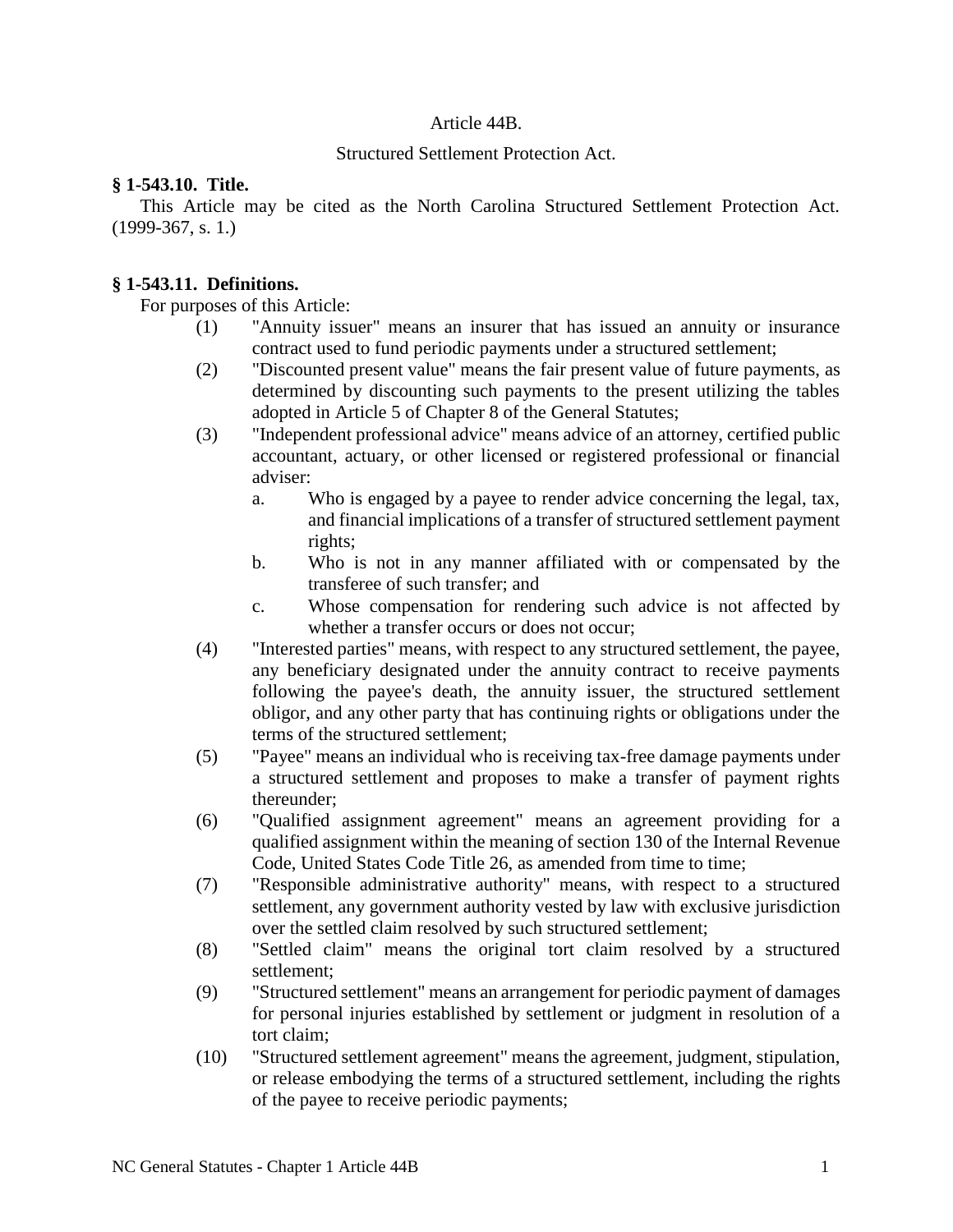Article 44B.

Structured Settlement Protection Act.

**§ 1-543.10. Title.**

This Article may be cited as the North Carolina Structured Settlement Protection Act. (1999-367, s. 1.)

**§ 1-543.11. Definitions.**

For purposes of this Article:

(1) "Annuity issuer" means an insurer that has issued an annuity or insurance contract used to fund periodic payments under a structured settlement;

(2) "Discounted present value" means the fair present value of future payments, as determined by discounting such payments to the present utilizing the tables adopted in Article 5 of Chapter 8 of the General Statutes;

(3) "Independent professional advice" means advice of an attorney, certified public accountant, actuary, or other licensed or registered professional or financial adviser:

a. Who is engaged by a payee to render advice concerning the legal, tax, and financial implications of a transfer of structured settlement payment rights;

b. Who is not in any manner affiliated with or compensated by the transferee of such transfer; and

c. Whose compensation for rendering such advice is not affected by whether a transfer occurs or does not occur;

(4) "Interested parties" means, with respect to any structured settlement, the payee, any beneficiary designated under the annuity contract to receive payments following the payee's death, the annuity issuer, the structured settlement obligor, and any other party that has continuing rights or obligations under the terms of the structured settlement;

(5) "Payee" means an individual who is receiving tax-free damage payments under a structured settlement and proposes to make a transfer of payment rights thereunder;

(6) "Qualified assignment agreement" means an agreement providing for a qualified assignment within the meaning of section 130 of the Internal Revenue Code, United States Code Title 26, as amended from time to time;

(7) "Responsible administrative authority" means, with respect to a structured settlement, any government authority vested by law with exclusive jurisdiction over the settled claim resolved by such structured settlement;

(8) "Settled claim" means the original tort claim resolved by a structured settlement;

(9) "Structured settlement" means an arrangement for periodic payment of damages for personal injuries established by settlement or judgment in resolution of a tort claim;

(10) "Structured settlement agreement" means the agreement, judgment, stipulation, or release embodying the terms of a structured settlement, including the rights of the payee to receive periodic payments;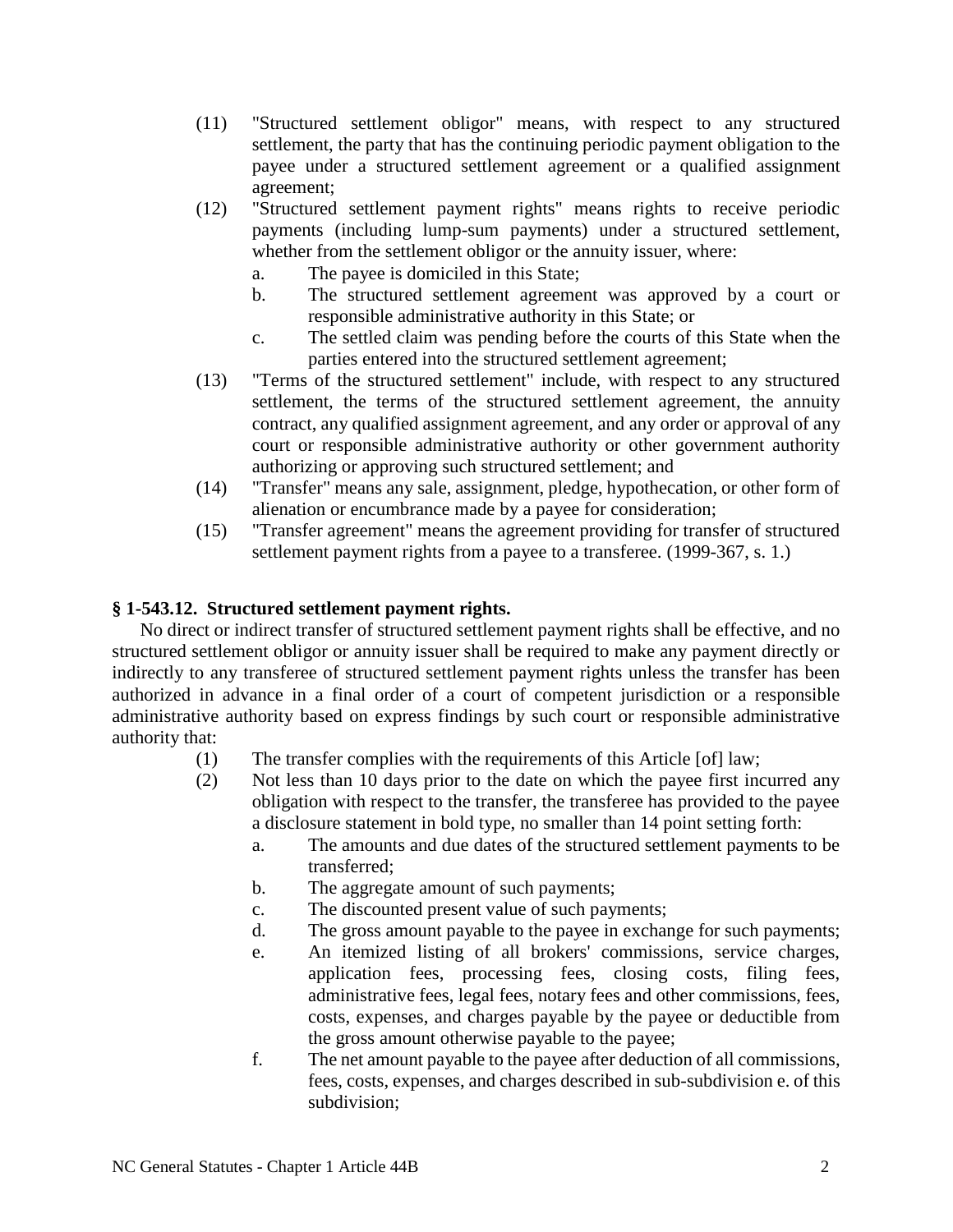(11) "Structured settlement obligor" means, with respect to any structured settlement, the party that has the continuing periodic payment obligation to the payee under a structured settlement agreement or a qualified assignment agreement;

(12) "Structured settlement payment rights" means rights to receive periodic payments (including lump-sum payments) under a structured settlement, whether from the settlement obligor or the annuity issuer, where:

   a. The payee is domiciled in this State;
   b. The structured settlement agreement was approved by a court or responsible administrative authority in this State; or
   c. The settled claim was pending before the courts of this State when the parties entered into the structured settlement agreement;

(13) "Terms of the structured settlement" include, with respect to any structured settlement, the terms of the structured settlement agreement, the annuity contract, any qualified assignment agreement, and any order or approval of any court or responsible administrative authority or other government authority authorizing or approving such structured settlement; and

(14) "Transfer" means any sale, assignment, pledge, hypothecation, or other form of alienation or encumbrance made by a payee for consideration;

(15) "Transfer agreement" means the agreement providing for transfer of structured settlement payment rights from a payee to a transferee. (1999-367, s. 1.)

### § 1-543.12. Structured settlement payment rights.

No direct or indirect transfer of structured settlement payment rights shall be effective, and no structured settlement obligor or annuity issuer shall be required to make any payment directly or indirectly to any transferee of structured settlement payment rights unless the transfer has been authorized in advance in a final order of a court of competent jurisdiction or a responsible administrative authority based on express findings by such court or responsible administrative authority that:

(1) The transfer complies with the requirements of this Article [of] law;

(2) Not less than 10 days prior to the date on which the payee first incurred any obligation with respect to the transfer, the transferee has provided to the payee a disclosure statement in bold type, no smaller than 14 point setting forth:

   a. The amounts and due dates of the structured settlement payments to be transferred;
   b. The aggregate amount of such payments;
   c. The discounted present value of such payments;
   d. The gross amount payable to the payee in exchange for such payments;
   e. An itemized listing of all brokers' commissions, service charges, application fees, processing fees, closing costs, filing fees, administrative fees, legal fees, notary fees and other commissions, fees, costs, expenses, and charges payable by the payee or deductible from the gross amount otherwise payable to the payee;
   f. The net amount payable to the payee after deduction of all commissions, fees, costs, expenses, and charges described in sub-subdivision e. of this subdivision;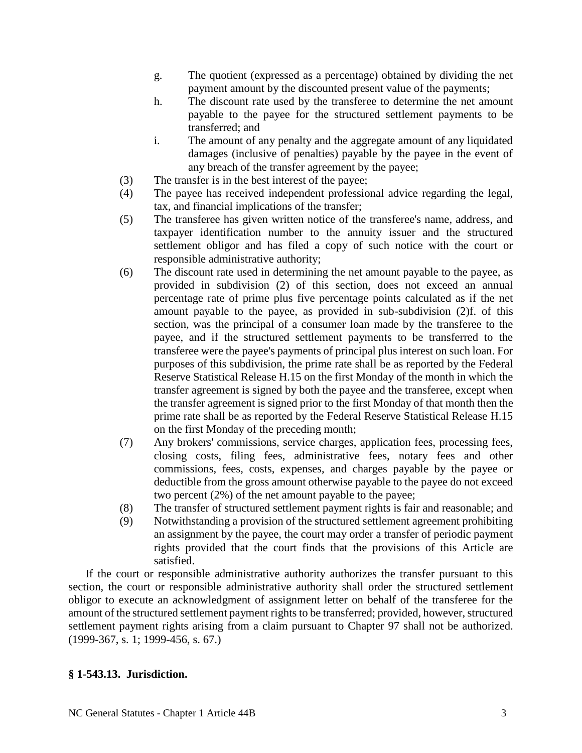g. The quotient (expressed as a percentage) obtained by dividing the net payment amount by the discounted present value of the payments;

h. The discount rate used by the transferee to determine the net amount payable to the payee for the structured settlement payments to be transferred; and

i. The amount of any penalty and the aggregate amount of any liquidated damages (inclusive of penalties) payable by the payee in the event of any breach of the transfer agreement by the payee;

(3) The transfer is in the best interest of the payee;

(4) The payee has received independent professional advice regarding the legal, tax, and financial implications of the transfer;

(5) The transferee has given written notice of the transferee's name, address, and taxpayer identification number to the annuity issuer and the structured settlement obligor and has filed a copy of such notice with the court or responsible administrative authority;

(6) The discount rate used in determining the net amount payable to the payee, as provided in subdivision (2) of this section, does not exceed an annual percentage rate of prime plus five percentage points calculated as if the net amount payable to the payee, as provided in sub-subdivision (2)f. of this section, was the principal of a consumer loan made by the transferee to the payee, and if the structured settlement payments to be transferred to the transferee were the payee's payments of principal plus interest on such loan. For purposes of this subdivision, the prime rate shall be as reported by the Federal Reserve Statistical Release H.15 on the first Monday of the month in which the transfer agreement is signed by both the payee and the transferee, except when the transfer agreement is signed prior to the first Monday of that month then the prime rate shall be as reported by the Federal Reserve Statistical Release H.15 on the first Monday of the preceding month;

(7) Any brokers' commissions, service charges, application fees, processing fees, closing costs, filing fees, administrative fees, notary fees and other commissions, fees, costs, expenses, and charges payable by the payee or deductible from the gross amount otherwise payable to the payee do not exceed two percent (2%) of the net amount payable to the payee;

(8) The transfer of structured settlement payment rights is fair and reasonable; and

(9) Notwithstanding a provision of the structured settlement agreement prohibiting an assignment by the payee, the court may order a transfer of periodic payment rights provided that the court finds that the provisions of this Article are satisfied.

If the court or responsible administrative authority authorizes the transfer pursuant to this section, the court or responsible administrative authority shall order the structured settlement obligor to execute an acknowledgment of assignment letter on behalf of the transferee for the amount of the structured settlement payment rights to be transferred; provided, however, structured settlement payment rights arising from a claim pursuant to Chapter 97 shall not be authorized. (1999-367, s. 1; 1999-456, s. 67.)

**§ 1-543.13. Jurisdiction.**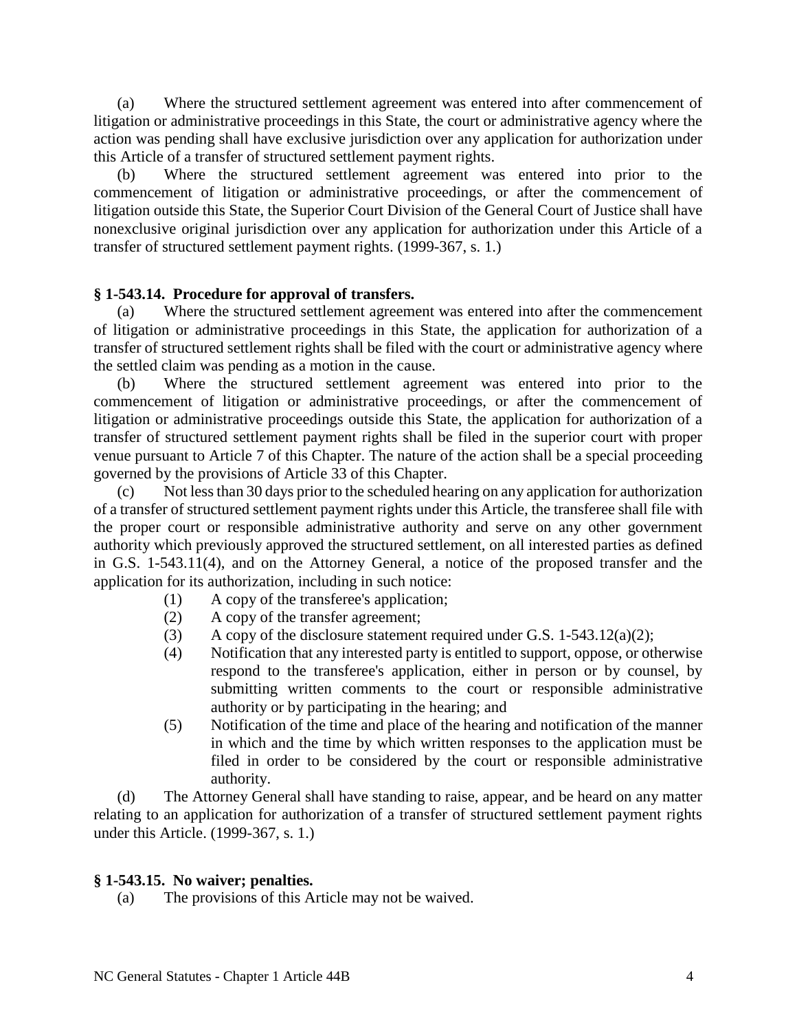(a) Where the structured settlement agreement was entered into after commencement of litigation or administrative proceedings in this State, the court or administrative agency where the action was pending shall have exclusive jurisdiction over any application for authorization under this Article of a transfer of structured settlement payment rights.

(b) Where the structured settlement agreement was entered into prior to the commencement of litigation or administrative proceedings, or after the commencement of litigation outside this State, the Superior Court Division of the General Court of Justice shall have nonexclusive original jurisdiction over any application for authorization under this Article of a transfer of structured settlement payment rights. (1999-367, s. 1.)

### § 1-543.14. Procedure for approval of transfers.

(a) Where the structured settlement agreement was entered into after the commencement of litigation or administrative proceedings in this State, the application for authorization of a transfer of structured settlement rights shall be filed with the court or administrative agency where the settled claim was pending as a motion in the cause.

(b) Where the structured settlement agreement was entered into prior to the commencement of litigation or administrative proceedings, or after the commencement of litigation or administrative proceedings outside this State, the application for authorization of a transfer of structured settlement payment rights shall be filed in the superior court with proper venue pursuant to Article 7 of this Chapter. The nature of the action shall be a special proceeding governed by the provisions of Article 33 of this Chapter.

(c) Not less than 30 days prior to the scheduled hearing on any application for authorization of a transfer of structured settlement payment rights under this Article, the transferee shall file with the proper court or responsible administrative authority and serve on any other government authority which previously approved the structured settlement, on all interested parties as defined in G.S. 1-543.11(4), and on the Attorney General, a notice of the proposed transfer and the application for its authorization, including in such notice:

(1) A copy of the transferee's application;
(2) A copy of the transfer agreement;
(3) A copy of the disclosure statement required under G.S. 1-543.12(a)(2);
(4) Notification that any interested party is entitled to support, oppose, or otherwise respond to the transferee's application, either in person or by counsel, by submitting written comments to the court or responsible administrative authority or by participating in the hearing; and
(5) Notification of the time and place of the hearing and notification of the manner in which and the time by which written responses to the application must be filed in order to be considered by the court or responsible administrative authority.

(d) The Attorney General shall have standing to raise, appear, and be heard on any matter relating to an application for authorization of a transfer of structured settlement payment rights under this Article. (1999-367, s. 1.)

### § 1-543.15. No waiver; penalties.

(a) The provisions of this Article may not be waived.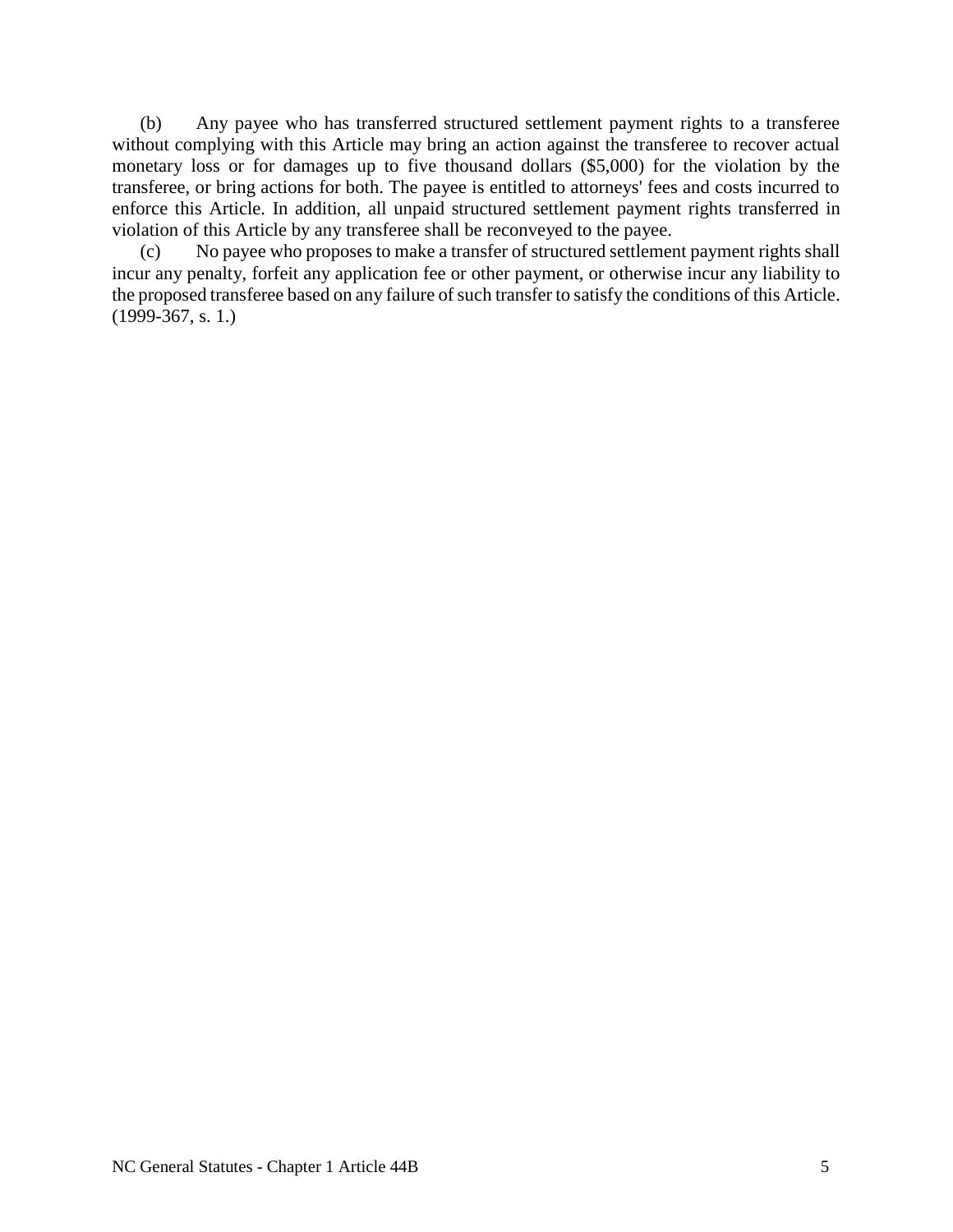(b) Any payee who has transferred structured settlement payment rights to a transferee without complying with this Article may bring an action against the transferee to recover actual monetary loss or for damages up to five thousand dollars ($5,000) for the violation by the transferee, or bring actions for both. The payee is entitled to attorneys' fees and costs incurred to enforce this Article. In addition, all unpaid structured settlement payment rights transferred in violation of this Article by any transferee shall be reconveyed to the payee.

(c) No payee who proposes to make a transfer of structured settlement payment rights shall incur any penalty, forfeit any application fee or other payment, or otherwise incur any liability to the proposed transferee based on any failure of such transfer to satisfy the conditions of this Article. (1999-367, s. 1.)